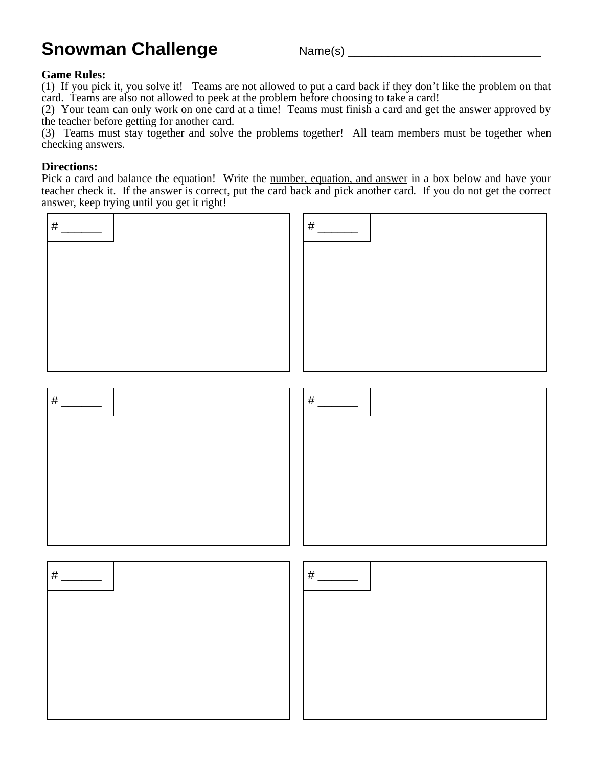# Snowman Challenge

Name(s) ______________________________

**Game Rules:**

(1) If you pick it, you solve it! Teams are not allowed to put a card back if they don't like the problem on that card. Teams are also not allowed to peek at the problem before choosing to take a card!

(2) Your team can only work on one card at a time! Teams must finish a card and get the answer approved by the teacher before getting for another card.

(3) Teams must stay together and solve the problems together! All team members must be together when checking answers.

**Directions:**

Pick a card and balance the equation! Write the <u>number, equation, and answer</u> in a box below and have your teacher check it. If the answer is correct, put the card back and pick another card. If you do not get the correct answer, keep trying until you get it right!

# _______

# _______

# _______

# _______

# _______

# _______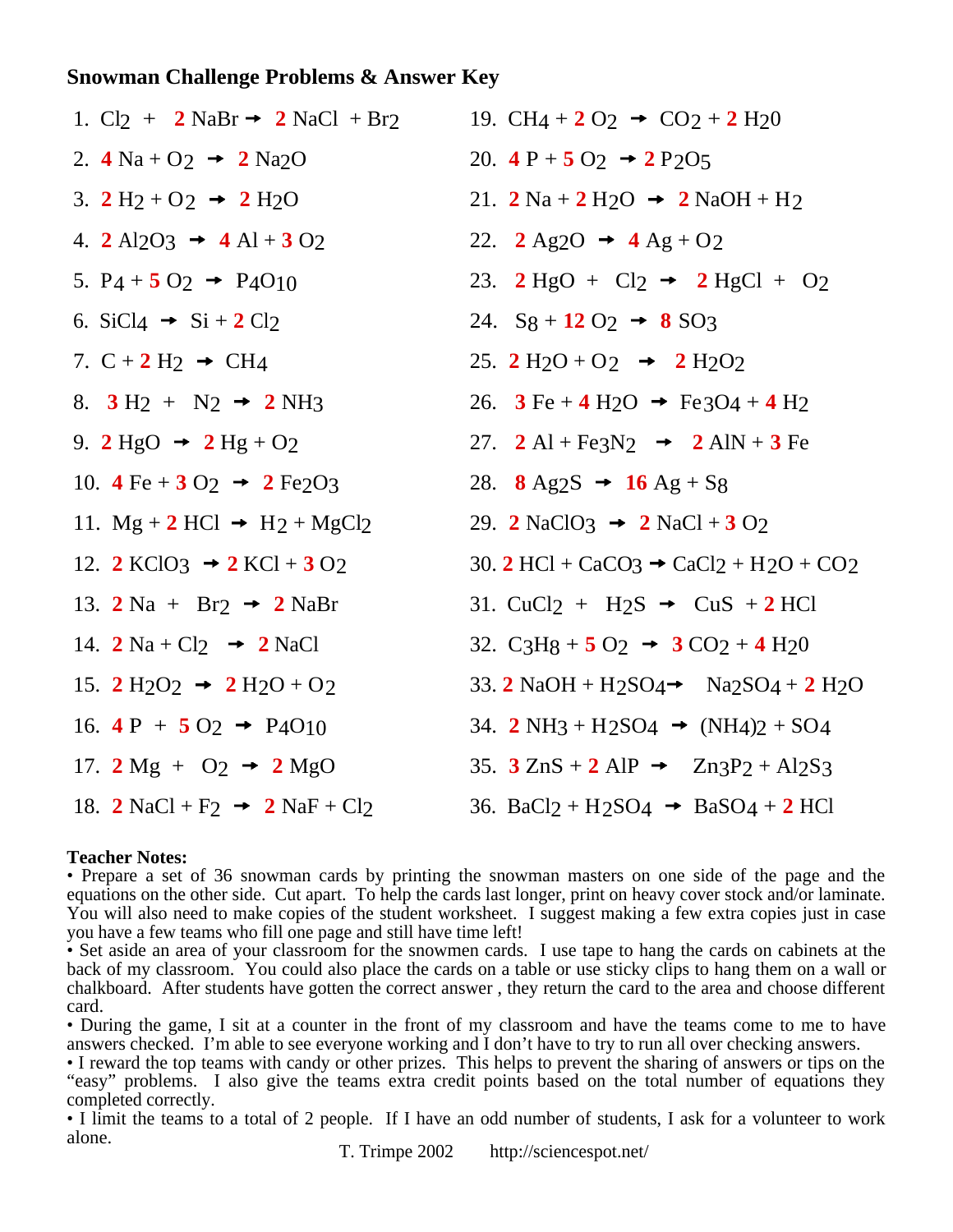## Snowman Challenge Problems & Answer Key

1. $Cl_2$ + **2** $NaBr \rightarrow$ **2** $NaCl + Br_2$
2. **4** $Na + O_2 \rightarrow$ **2** $Na_2O$
3. **2** $H_2 + O_2 \rightarrow$ **2** $H_2O$
4. **2** $Al_2O_3 \rightarrow$ **4** $Al$ + **3** $O_2$
5. $P_4$ + **5** $O_2 \rightarrow P_4O_{10}$
6. $SiCl_4 \rightarrow Si$ + **2** $Cl_2$
7. $C$ + **2** $H_2 \rightarrow CH_4$
8. **3** $H_2 + N_2 \rightarrow$ **2** $NH_3$
9. **2** $HgO \rightarrow$ **2** $Hg + O_2$
10. **4** $Fe$ + **3** $O_2 \rightarrow$ **2** $Fe_2O_3$
11. $Mg$ + **2** $HCl \rightarrow H_2 + MgCl_2$
12. **2** $KClO_3 \rightarrow$ **2** $KCl$ + **3** $O_2$
13. **2** $Na + Br_2 \rightarrow$ **2** $NaBr$
14. **2** $Na + Cl_2 \rightarrow$ **2** $NaCl$
15. **2** $H_2O_2 \rightarrow$ **2** $H_2O + O_2$
16. **4** $P$ + **5** $O_2 \rightarrow P_4O_{10}$
17. **2** $Mg + O_2 \rightarrow$ **2** $MgO$
18. **2** $NaCl + F_2 \rightarrow$ **2** $NaF + Cl_2$
19. $CH_4$ + **2** $O_2 \rightarrow CO_2$ + **2** $H_2O$
20. **4** $P$ + **5** $O_2 \rightarrow$ **2** $P_2O_5$
21. **2** $Na$ + **2** $H_2O \rightarrow$ **2** $NaOH + H_2$
22. **2** $Ag_2O \rightarrow$ **4** $Ag + O_2$
23. **2** $HgO + Cl_2 \rightarrow$ **2** $HgCl + O_2$
24. $S_8$ + **12** $O_2 \rightarrow$ **8** $SO_3$
25. **2** $H_2O + O_2 \rightarrow$ **2** $H_2O_2$
26. **3** $Fe$ + **4** $H_2O \rightarrow Fe_3O_4$ + **4** $H_2$
27. **2** $Al + Fe_3N_2 \rightarrow$ **2** $AlN$ + **3** $Fe$
28. **8** $Ag_2S \rightarrow$ **16** $Ag + S_8$
29. **2** $NaClO_3 \rightarrow$ **2** $NaCl$ + **3** $O_2$
30. **2** $HCl + CaCO_3 \rightarrow CaCl_2 + H_2O + CO_2$
31. $CuCl_2 + H_2S \rightarrow CuS$ + **2** $HCl$
32. $C_3H_8$ + **5** $O_2 \rightarrow$ **3** $CO_2$ + **4** $H_2O$
33. **2** $NaOH + H_2SO_4 \rightarrow Na_2SO_4$ + **2** $H_2O$
34. **2** $NH_3 + H_2SO_4 \rightarrow (NH_4)_2 + SO_4$
35. **3** $ZnS$ + **2** $AlP \rightarrow Zn_3P_2 + Al_2S_3$
36. $BaCl_2 + H_2SO_4 \rightarrow BaSO_4$ + **2** $HCl$

**Teacher Notes:**

- Prepare a set of 36 snowman cards by printing the snowman masters on one side of the page and the equations on the other side. Cut apart. To help the cards last longer, print on heavy cover stock and/or laminate. You will also need to make copies of the student worksheet. I suggest making a few extra copies just in case you have a few teams who fill one page and still have time left!
- Set aside an area of your classroom for the snowmen cards. I use tape to hang the cards on cabinets at the back of my classroom. You could also place the cards on a table or use sticky clips to hang them on a wall or chalkboard. After students have gotten the correct answer , they return the card to the area and choose different card.
- During the game, I sit at a counter in the front of my classroom and have the teams come to me to have answers checked. I'm able to see everyone working and I don't have to try to run all over checking answers.
- I reward the top teams with candy or other prizes. This helps to prevent the sharing of answers or tips on the "easy" problems. I also give the teams extra credit points based on the total number of equations they completed correctly.
- I limit the teams to a total of 2 people. If I have an odd number of students, I ask for a volunteer to work alone.

T. Trimpe 2002 http://sciencespot.net/